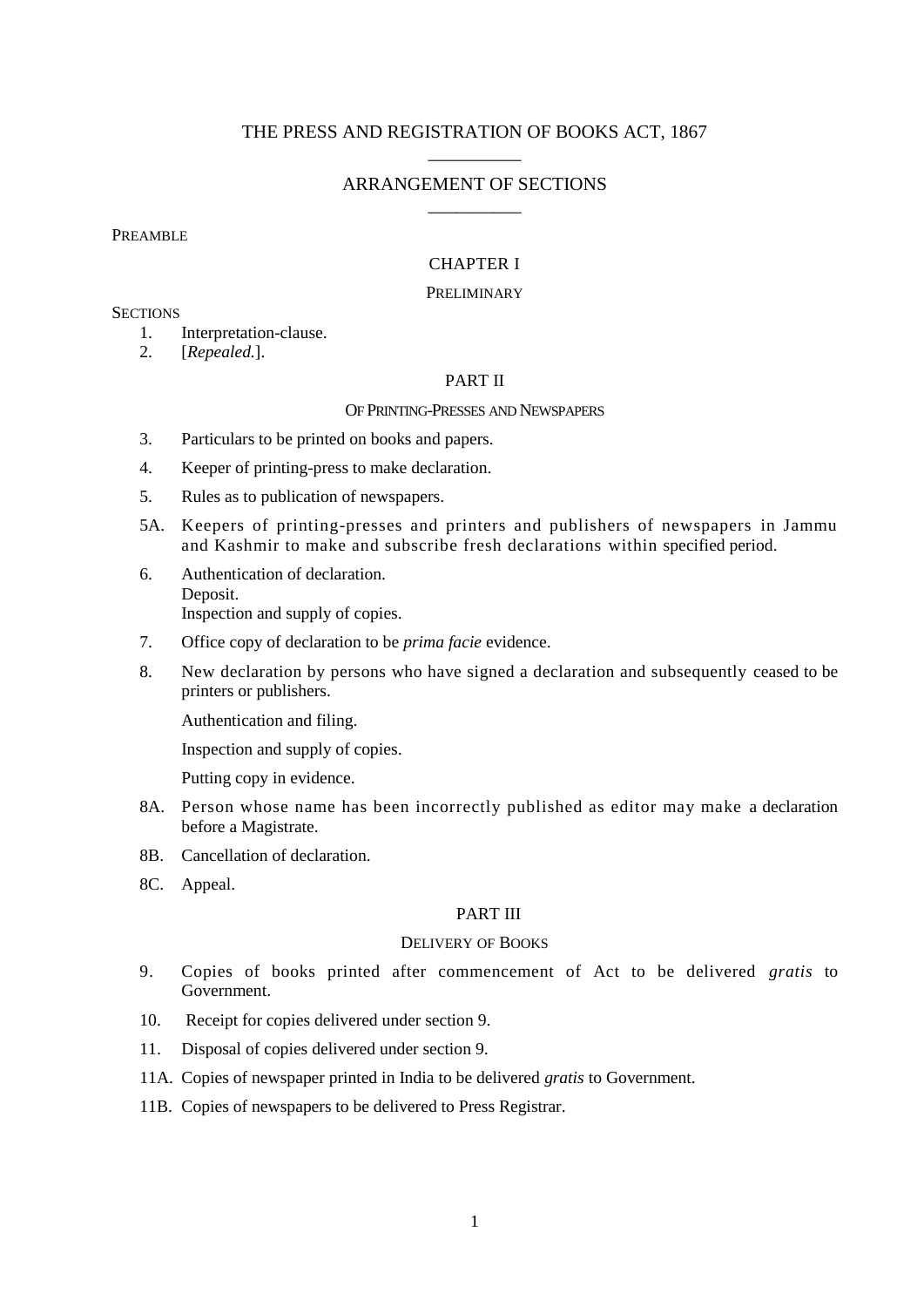# THE PRESS AND REGISTRATION OF BOOKS ACT, 1867

## ARRANGEMENT OF SECTIONS

PREAMBLE

## CHAPTER I

### PRELIMINARY

SECTIONS

1. Interpretation-clause.
2. [*Repealed.*].

## PART II

### OF PRINTING-PRESSES AND NEWSPAPERS

3. Particulars to be printed on books and papers.
4. Keeper of printing-press to make declaration.
5. Rules as to publication of newspapers.

5A. Keepers of printing-presses and printers and publishers of newspapers in Jammu and Kashmir to make and subscribe fresh declarations within specified period.

6. Authentication of declaration.
   Deposit.
   Inspection and supply of copies.
7. Office copy of declaration to be *prima facie* evidence.
8. New declaration by persons who have signed a declaration and subsequently ceased to be printers or publishers.

   Authentication and filing.

   Inspection and supply of copies.

   Putting copy in evidence.

8A. Person whose name has been incorrectly published as editor may make a declaration before a Magistrate.

8B. Cancellation of declaration.

8C. Appeal.

## PART III

### DELIVERY OF BOOKS

9. Copies of books printed after commencement of Act to be delivered *gratis* to Government.
10. Receipt for copies delivered under section 9.
11. Disposal of copies delivered under section 9.

11A. Copies of newspaper printed in India to be delivered *gratis* to Government.

11B. Copies of newspapers to be delivered to Press Registrar.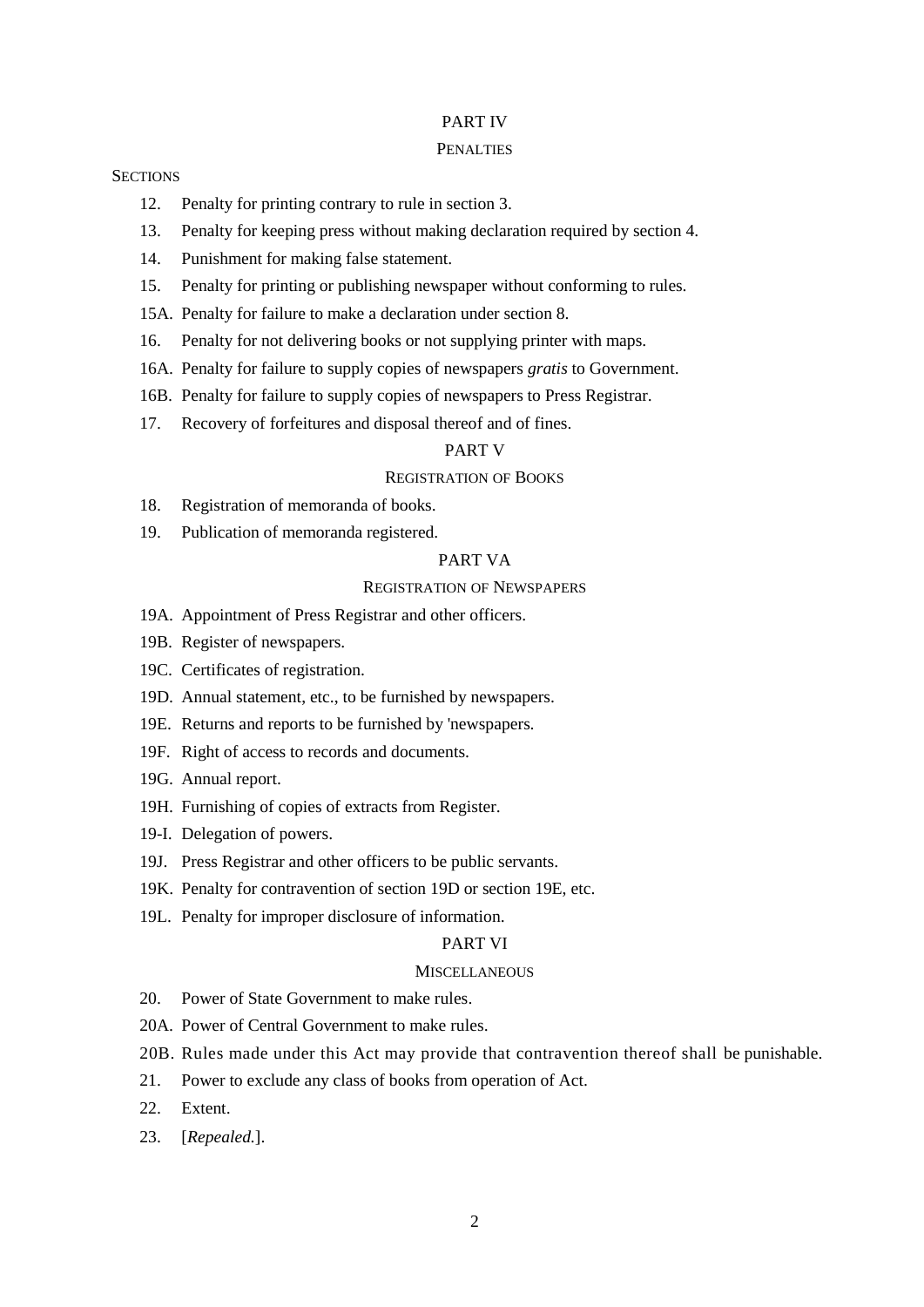## PART IV

### PENALTIES

SECTIONS

12. Penalty for printing contrary to rule in section 3.
13. Penalty for keeping press without making declaration required by section 4.
14. Punishment for making false statement.
15. Penalty for printing or publishing newspaper without conforming to rules.

15A. Penalty for failure to make a declaration under section 8.

16. Penalty for not delivering books or not supplying printer with maps.

16A. Penalty for failure to supply copies of newspapers *gratis* to Government.

16B. Penalty for failure to supply copies of newspapers to Press Registrar.

17. Recovery of forfeitures and disposal thereof and of fines.

## PART V

### REGISTRATION OF BOOKS

18. Registration of memoranda of books.
19. Publication of memoranda registered.

## PART VA

### REGISTRATION OF NEWSPAPERS

19A. Appointment of Press Registrar and other officers.

19B. Register of newspapers.

19C. Certificates of registration.

19D. Annual statement, etc., to be furnished by newspapers.

19E. Returns and reports to be furnished by 'newspapers.

19F. Right of access to records and documents.

19G. Annual report.

19H. Furnishing of copies of extracts from Register.

19-I. Delegation of powers.

19J. Press Registrar and other officers to be public servants.

19K. Penalty for contravention of section 19D or section 19E, etc.

19L. Penalty for improper disclosure of information.

## PART VI

### MISCELLANEOUS

20. Power of State Government to make rules.

20A. Power of Central Government to make rules.

20B. Rules made under this Act may provide that contravention thereof shall be punishable.

21. Power to exclude any class of books from operation of Act.
22. Extent.
23. [*Repealed.*].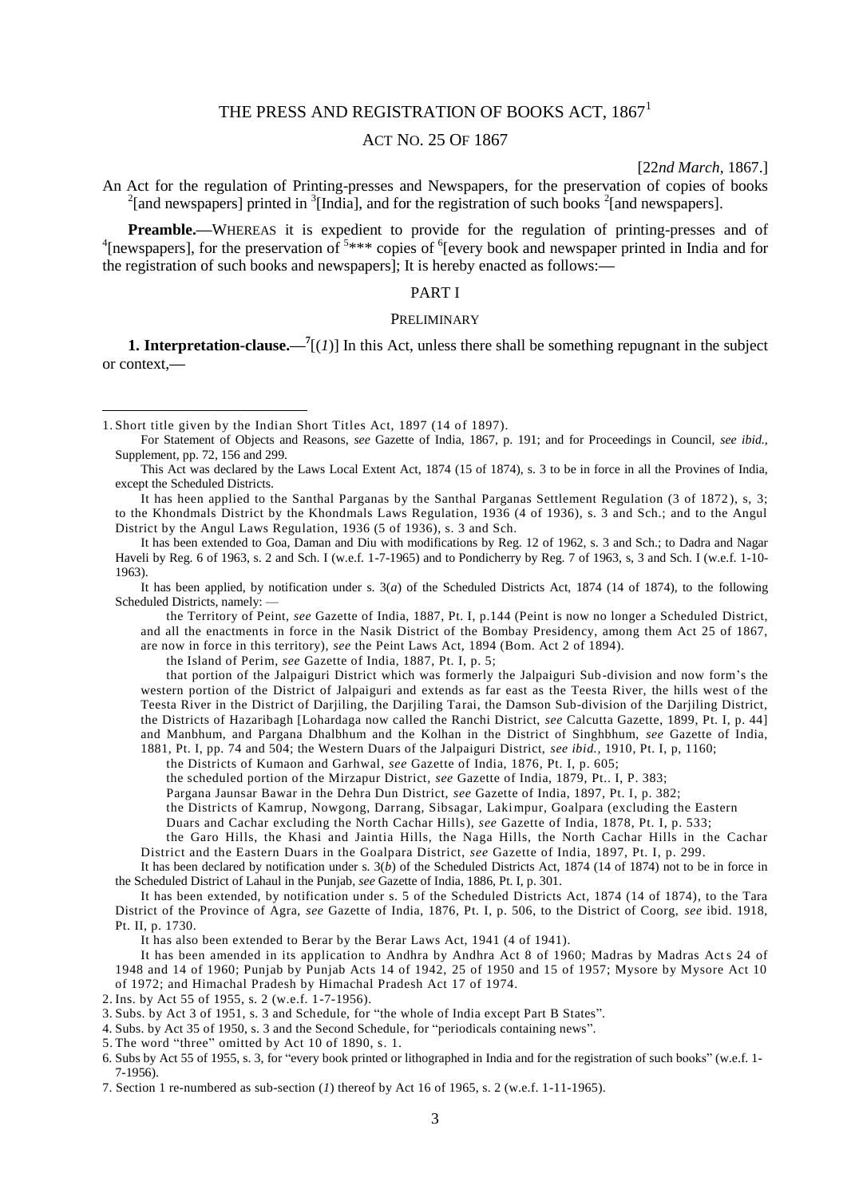# THE PRESS AND REGISTRATION OF BOOKS ACT, 1867[1]

## ACT NO. 25 OF 1867

[22*nd March*, 1867.]

An Act for the regulation of Printing-presses and Newspapers, for the preservation of copies of books [2][and newspapers] printed in [3][India], and for the registration of such books [2][and newspapers].

**Preamble.—**WHEREAS it is expedient to provide for the regulation of printing-presses and of [4][newspapers], for the preservation of [5]*** copies of [6][every book and newspaper printed in India and for the registration of such books and newspapers]; It is hereby enacted as follows:—

### PART I

### PRELIMINARY

**1. Interpretation-clause.—**[7][(*1*)] In this Act, unless there shall be something repugnant in the subject or context,—

---

1. Short title given by the Indian Short Titles Act, 1897 (14 of 1897).

For Statement of Objects and Reasons, *see* Gazette of India, 1867, p. 191; and for Proceedings in Council, *see ibid.*, Supplement, pp. 72, 156 and 299.

This Act was declared by the Laws Local Extent Act, 1874 (15 of 1874), s. 3 to be in force in all the Provines of India, except the Scheduled Districts.

It has heen applied to the Santhal Parganas by the Santhal Parganas Settlement Regulation (3 of 1872), s, 3; to the Khondmals District by the Khondmals Laws Regulation, 1936 (4 of 1936), s. 3 and Sch.; and to the Angul District by the Angul Laws Regulation, 1936 (5 of 1936), s. 3 and Sch.

It has been extended to Goa, Daman and Diu with modifications by Reg. 12 of 1962, s. 3 and Sch.; to Dadra and Nagar Haveli by Reg. 6 of 1963, s. 2 and Sch. I (w.e.f. 1-7-1965) and to Pondicherry by Reg. 7 of 1963, s, 3 and Sch. I (w.e.f. 1-10-1963).

It has been applied, by notification under s. 3(*a*) of the Scheduled Districts Act, 1874 (14 of 1874), to the following Scheduled Districts, namely: —

the Territory of Peint, *see* Gazette of India, 1887, Pt. I, p.144 (Peint is now no longer a Scheduled District, and all the enactments in force in the Nasik District of the Bombay Presidency, among them Act 25 of 1867, are now in force in this territory), *see* the Peint Laws Act, 1894 (Bom. Act 2 of 1894).

the Island of Perim, *see* Gazette of India, 1887, Pt. I, p. 5;

that portion of the Jalpaiguri District which was formerly the Jalpaiguri Sub-division and now form's the western portion of the District of Jalpaiguri and extends as far east as the Teesta River, the hills west of the Teesta River in the District of Darjiling, the Darjiling Tarai, the Damson Sub-division of the Darjiling District, the Districts of Hazaribagh [Lohardaga now called the Ranchi District, *see* Calcutta Gazette, 1899, Pt. I, p. 44] and Manbhum, and Pargana Dhalbhum and the Kolhan in the District of Singhbhum, *see* Gazette of India, 1881, Pt. I, pp. 74 and 504; the Western Duars of the Jalpaiguri District, *see ibid.*, 1910, Pt. I, p, 1160;

the Districts of Kumaon and Garhwal, *see* Gazette of India, 1876, Pt. I, p. 605;

the scheduled portion of the Mirzapur District, *see* Gazette of India, 1879, Pt.. I, P. 383;

Pargana Jaunsar Bawar in the Dehra Dun District, *see* Gazette of India, 1897, Pt. I, p. 382;

the Districts of Kamrup, Nowgong, Darrang, Sibsagar, Lakimpur, Goalpara (excluding the Eastern Duars and Cachar excluding the North Cachar Hills), *see* Gazette of India, 1878, Pt. I, p. 533;

the Garo Hills, the Khasi and Jaintia Hills, the Naga Hills, the North Cachar Hills in the Cachar District and the Eastern Duars in the Goalpara District, *see* Gazette of India, 1897, Pt. I, p. 299.

It has been declared by notification under s. 3(*b*) of the Scheduled Districts Act, 1874 (14 of 1874) not to be in force in the Scheduled District of Lahaul in the Punjab, *see* Gazette of India, 1886, Pt. I, p. 301.

It has been extended, by notification under s. 5 of the Scheduled Districts Act, 1874 (14 of 1874), to the Tara District of the Province of Agra, *see* Gazette of India, 1876, Pt. I, p. 506, to the District of Coorg, *see* ibid. 1918, Pt. II, p. 1730.

It has also been extended to Berar by the Berar Laws Act, 1941 (4 of 1941).

It has been amended in its application to Andhra by Andhra Act 8 of 1960; Madras by Madras Acts 24 of 1948 and 14 of 1960; Punjab by Punjab Acts 14 of 1942, 25 of 1950 and 15 of 1957; Mysore by Mysore Act 10 of 1972; and Himachal Pradesh by Himachal Pradesh Act 17 of 1974.

2. Ins. by Act 55 of 1955, s. 2 (w.e.f. 1-7-1956).
3. Subs. by Act 3 of 1951, s. 3 and Schedule, for "the whole of India except Part B States".
4. Subs. by Act 35 of 1950, s. 3 and the Second Schedule, for "periodicals containing news".
5. The word "three" omitted by Act 10 of 1890, s. 1.
6. Subs by Act 55 of 1955, s. 3, for "every book printed or lithographed in India and for the registration of such books" (w.e.f. 1-7-1956).
7. Section 1 re-numbered as sub-section (*1*) thereof by Act 16 of 1965, s. 2 (w.e.f. 1-11-1965).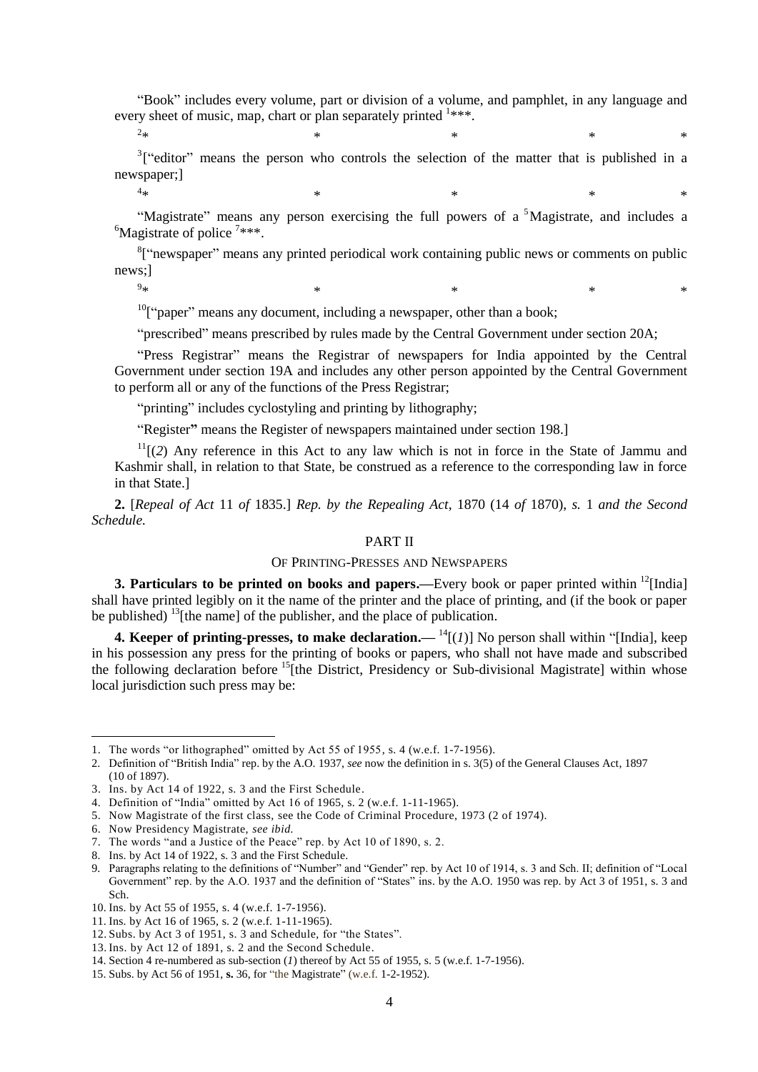"Book" includes every volume, part or division of a volume, and pamphlet, in any language and every sheet of music, map, chart or plan separately printed [1]***.

[2]* * * * *

[3]["editor" means the person who controls the selection of the matter that is published in a newspaper;]

[4]* * * * *

"Magistrate" means any person exercising the full powers of a [5]Magistrate, and includes a [6]Magistrate of police [7]***.

[8]["newspaper" means any printed periodical work containing public news or comments on public news;]

[9]* * * * *

[10]["paper" means any document, including a newspaper, other than a book;

"prescribed" means prescribed by rules made by the Central Government under section 20A;

"Press Registrar" means the Registrar of newspapers for India appointed by the Central Government under section 19A and includes any other person appointed by the Central Government to perform all or any of the functions of the Press Registrar;

"printing" includes cyclostyling and printing by lithography;

"Register" means the Register of newspapers maintained under section 198.]

[11][(*2*) Any reference in this Act to any law which is not in force in the State of Jammu and Kashmir shall, in relation to that State, be construed as a reference to the corresponding law in force in that State.]

**2.** [*Repeal of Act* 11 *of* 1835.] *Rep. by the Repealing Act*, 1870 (14 *of* 1870), *s.* 1 *and the Second Schedule.*

## PART II

### OF PRINTING-PRESSES AND NEWSPAPERS

**3. Particulars to be printed on books and papers.—**Every book or paper printed within [12][India] shall have printed legibly on it the name of the printer and the place of printing, and (if the book or paper be published) [13][the name] of the publisher, and the place of publication.

**4. Keeper of printing-presses, to make declaration.—** [14][(*1*)] No person shall within "[India], keep in his possession any press for the printing of books or papers, who shall not have made and subscribed the following declaration before [15][the District, Presidency or Sub-divisional Magistrate] within whose local jurisdiction such press may be:

---

1. The words "or lithographed" omitted by Act 55 of 1955, s. 4 (w.e.f. 1-7-1956).
2. Definition of "British India" rep. by the A.O. 1937, *see* now the definition in s. 3(5) of the General Clauses Act, 1897 (10 of 1897).
3. Ins. by Act 14 of 1922, s. 3 and the First Schedule.
4. Definition of "India" omitted by Act 16 of 1965, s. 2 (w.e.f. 1-11-1965).
5. Now Magistrate of the first class, see the Code of Criminal Procedure, 1973 (2 of 1974).
6. Now Presidency Magistrate, *see ibid.*
7. The words "and a Justice of the Peace" rep. by Act 10 of 1890, s. 2.
8. Ins. by Act 14 of 1922, s. 3 and the First Schedule.
9. Paragraphs relating to the definitions of "Number" and "Gender" rep. by Act 10 of 1914, s. 3 and Sch. II; definition of "Local Government" rep. by the A.O. 1937 and the definition of "States" ins. by the A.O. 1950 was rep. by Act 3 of 1951, s. 3 and Sch.
10. Ins. by Act 55 of 1955, s. 4 (w.e.f. 1-7-1956).
11. Ins. by Act 16 of 1965, s. 2 (w.e.f. 1-11-1965).
12. Subs. by Act 3 of 1951, s. 3 and Schedule, for "the States".
13. Ins. by Act 12 of 1891, s. 2 and the Second Schedule.
14. Section 4 re-numbered as sub-section (*1*) thereof by Act 55 of 1955, s. 5 (w.e.f. 1-7-1956).
15. Subs. by Act 56 of 1951, **s.** 36, for "the Magistrate" (w.e.f. 1-2-1952).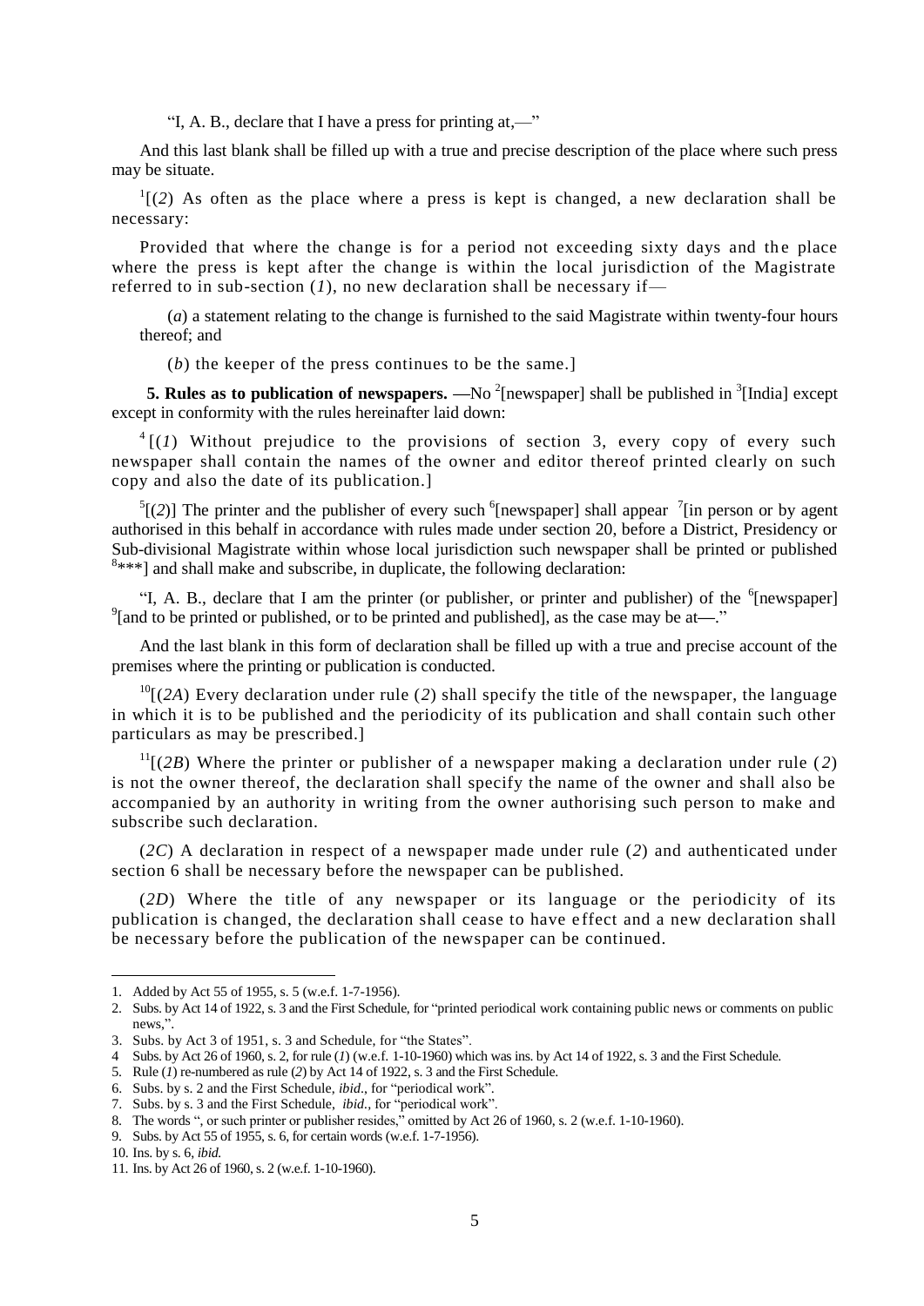"I, A. B., declare that I have a press for printing at,—"

And this last blank shall be filled up with a true and precise description of the place where such press may be situate.

[1][(*2*) As often as the place where a press is kept is changed, a new declaration shall be necessary:

Provided that where the change is for a period not exceeding sixty days and the place where the press is kept after the change is within the local jurisdiction of the Magistrate referred to in sub-section (*1*), no new declaration shall be necessary if—

(*a*) a statement relating to the change is furnished to the said Magistrate within twenty-four hours thereof; and

(*b*) the keeper of the press continues to be the same.]

**5. Rules as to publication of newspapers. —**No [2][newspaper] shall be published in [3][India] except except in conformity with the rules hereinafter laid down:

[4][(*1*) Without prejudice to the provisions of section 3, every copy of every such newspaper shall contain the names of the owner and editor thereof printed clearly on such copy and also the date of its publication.]

[5][(*2*)] The printer and the publisher of every such [6][newspaper] shall appear [7][in person or by agent authorised in this behalf in accordance with rules made under section 20, before a District, Presidency or Sub-divisional Magistrate within whose local jurisdiction such newspaper shall be printed or published [8]***] and shall make and subscribe, in duplicate, the following declaration:

"I, A. B., declare that I am the printer (or publisher, or printer and publisher) of the [6][newspaper] [9][and to be printed or published, or to be printed and published], as the case may be at—."

And the last blank in this form of declaration shall be filled up with a true and precise account of the premises where the printing or publication is conducted.

[10][(*2A*) Every declaration under rule (*2*) shall specify the title of the newspaper, the language in which it is to be published and the periodicity of its publication and shall contain such other particulars as may be prescribed.]

[11][(*2B*) Where the printer or publisher of a newspaper making a declaration under rule (*2*) is not the owner thereof, the declaration shall specify the name of the owner and shall also be accompanied by an authority in writing from the owner authorising such person to make and subscribe such declaration.

(*2C*) A declaration in respect of a newspaper made under rule (*2*) and authenticated under section 6 shall be necessary before the newspaper can be published.

(*2D*) Where the title of any newspaper or its language or the periodicity of its publication is changed, the declaration shall cease to have effect and a new declaration shall be necessary before the publication of the newspaper can be continued.

---

1. Added by Act 55 of 1955, s. 5 (w.e.f. 1-7-1956).
2. Subs. by Act 14 of 1922, s. 3 and the First Schedule, for "printed periodical work containing public news or comments on public news,".
3. Subs. by Act 3 of 1951, s. 3 and Schedule, for "the States".
4. Subs. by Act 26 of 1960, s. 2, for rule (*1*) (w.e.f. 1-10-1960) which was ins. by Act 14 of 1922, s. 3 and the First Schedule.
5. Rule (*1*) re-numbered as rule (*2*) by Act 14 of 1922, s. 3 and the First Schedule.
6. Subs. by s. 2 and the First Schedule, *ibid*., for "periodical work".
7. Subs. by s. 3 and the First Schedule, *ibid*., for "periodical work".
8. The words ", or such printer or publisher resides," omitted by Act 26 of 1960, s. 2 (w.e.f. 1-10-1960).
9. Subs. by Act 55 of 1955, s. 6, for certain words (w.e.f. 1-7-1956).
10. Ins. by s. 6, *ibid.*
11. Ins. by Act 26 of 1960, s. 2 (w.e.f. 1-10-1960).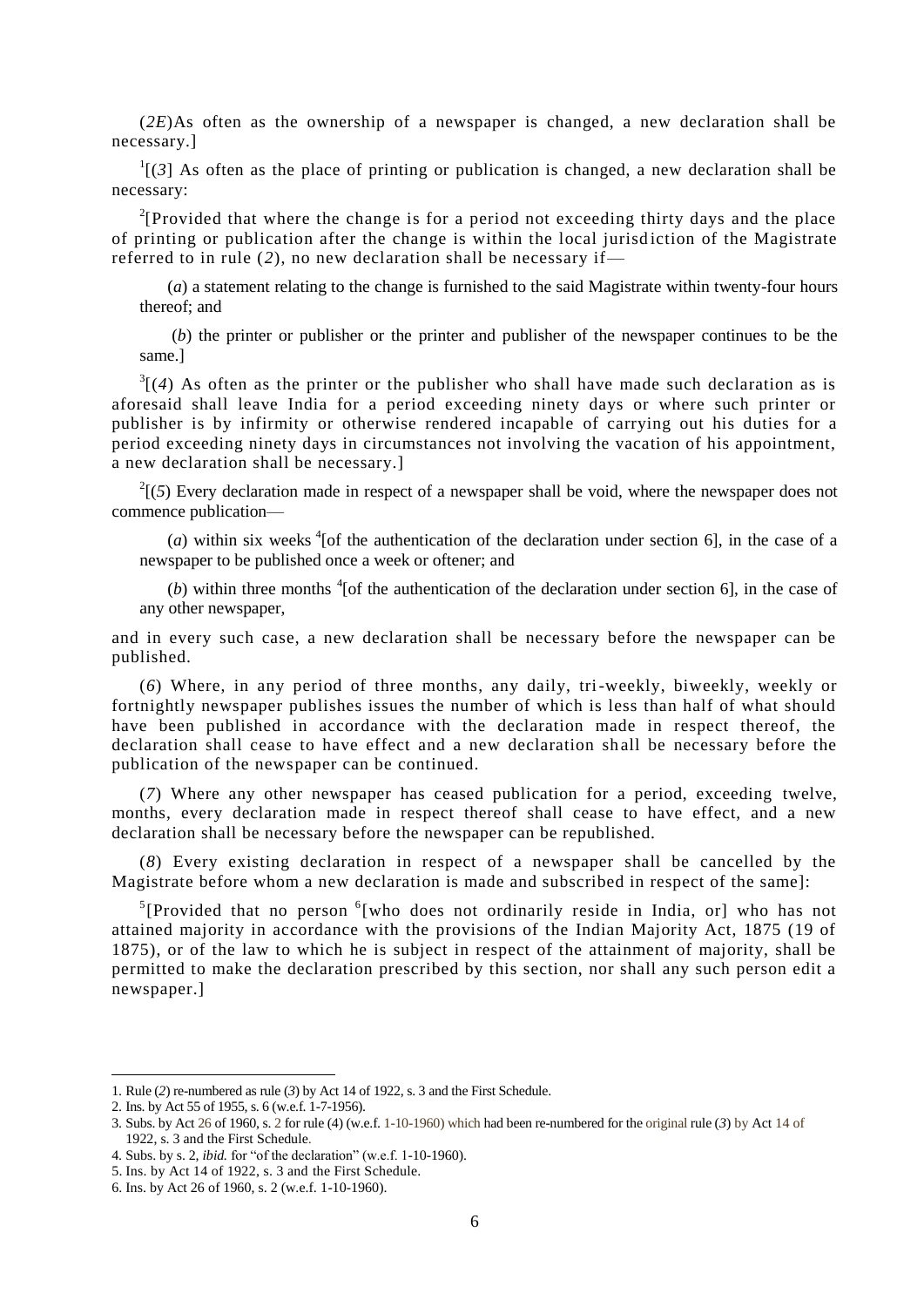(*2E*) As often as the ownership of a newspaper is changed, a new declaration shall be necessary.]

[1][(*3*) As often as the place of printing or publication is changed, a new declaration shall be necessary:

[2][Provided that where the change is for a period not exceeding thirty days and the place of printing or publication after the change is within the local jurisdiction of the Magistrate referred to in rule (*2*), no new declaration shall be necessary if—

(*a*) a statement relating to the change is furnished to the said Magistrate within twenty-four hours thereof; and

(*b*) the printer or publisher or the printer and publisher of the newspaper continues to be the same.]

[3][(*4*) As often as the printer or the publisher who shall have made such declaration as is aforesaid shall leave India for a period exceeding ninety days or where such printer or publisher is by infirmity or otherwise rendered incapable of carrying out his duties for a period exceeding ninety days in circumstances not involving the vacation of his appointment, a new declaration shall be necessary.]

[2][(*5*) Every declaration made in respect of a newspaper shall be void, where the newspaper does not commence publication—

(*a*) within six weeks [4][of the authentication of the declaration under section 6], in the case of a newspaper to be published once a week or oftener; and

(*b*) within three months [4][of the authentication of the declaration under section 6], in the case of any other newspaper,

and in every such case, a new declaration shall be necessary before the newspaper can be published.

(*6*) Where, in any period of three months, any daily, tri-weekly, biweekly, weekly or fortnightly newspaper publishes issues the number of which is less than half of what should have been published in accordance with the declaration made in respect thereof, the declaration shall cease to have effect and a new declaration shall be necessary before the publication of the newspaper can be continued.

(*7*) Where any other newspaper has ceased publication for a period, exceeding twelve, months, every declaration made in respect thereof shall cease to have effect, and a new declaration shall be necessary before the newspaper can be republished.

(*8*) Every existing declaration in respect of a newspaper shall be cancelled by the Magistrate before whom a new declaration is made and subscribed in respect of the same]:

[5][Provided that no person [6][who does not ordinarily reside in India, or] who has not attained majority in accordance with the provisions of the Indian Majority Act, 1875 (19 of 1875), or of the law to which he is subject in respect of the attainment of majority, shall be permitted to make the declaration prescribed by this section, nor shall any such person edit a newspaper.]

---

1. Rule (*2*) re-numbered as rule (*3*) by Act 14 of 1922, s. 3 and the First Schedule.
2. Ins. by Act 55 of 1955, s. 6 (w.e.f. 1-7-1956).
3. Subs. by Act 26 of 1960, s. 2 for rule (4) (w.e.f. 1-10-1960) which had been re-numbered for the original rule (*3*) by Act 14 of 1922, s. 3 and the First Schedule.
4. Subs. by s. 2, *ibid.* for "of the declaration" (w.e.f. 1-10-1960).
5. Ins. by Act 14 of 1922, s. 3 and the First Schedule.
6. Ins. by Act 26 of 1960, s. 2 (w.e.f. 1-10-1960).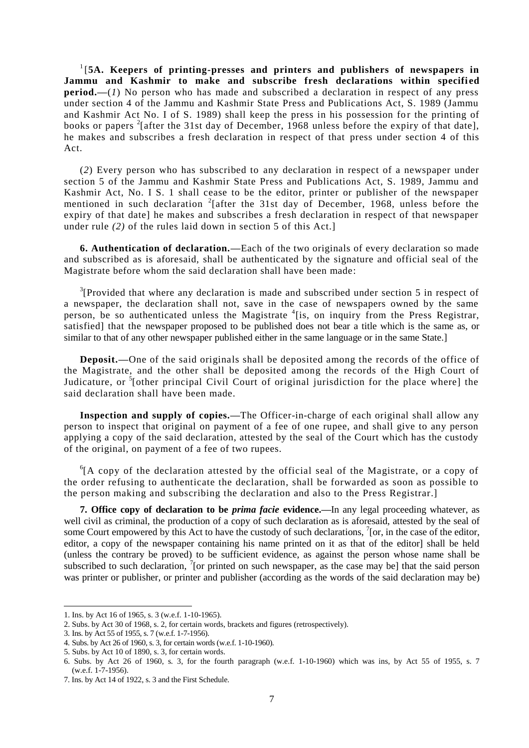[1][**5A. Keepers of printing-presses and printers and publishers of newspapers in Jammu and Kashmir to make and subscribe fresh declarations within specified period.**—(*1*) No person who has made and subscribed a declaration in respect of any press under section 4 of the Jammu and Kashmir State Press and Publications Act, S. 1989 (Jammu and Kashmir Act No. I of S. 1989) shall keep the press in his possession for the printing of books or papers [2][after the 31st day of December, 1968 unless before the expiry of that date], he makes and subscribes a fresh declaration in respect of that press under section 4 of this Act.

(*2*) Every person who has subscribed to any declaration in respect of a newspaper under section 5 of the Jammu and Kashmir State Press and Publications Act, S. 1989, Jammu and Kashmir Act, No. I S. 1 shall cease to be the editor, printer or publisher of the newspaper mentioned in such declaration [2][after the 31st day of December, 1968, unless before the expiry of that date] he makes and subscribes a fresh declaration in respect of that newspaper under rule *(2)* of the rules laid down in section 5 of this Act.]

**6. Authentication of declaration.**—Each of the two originals of every declaration so made and subscribed as is aforesaid, shall be authenticated by the signature and official seal of the Magistrate before whom the said declaration shall have been made:

[3][Provided that where any declaration is made and subscribed under section 5 in respect of a newspaper, the declaration shall not, save in the case of newspapers owned by the same person, be so authenticated unless the Magistrate [4][is, on inquiry from the Press Registrar, satisfied] that the newspaper proposed to be published does not bear a title which is the same as, or similar to that of any other newspaper published either in the same language or in the same State.]

**Deposit.**—One of the said originals shall be deposited among the records of the office of the Magistrate, and the other shall be deposited among the records of the High Court of Judicature, or [5][other principal Civil Court of original jurisdiction for the place where] the said declaration shall have been made.

**Inspection and supply of copies.**—The Officer-in-charge of each original shall allow any person to inspect that original on payment of a fee of one rupee, and shall give to any person applying a copy of the said declaration, attested by the seal of the Court which has the custody of the original, on payment of a fee of two rupees.

[6][A copy of the declaration attested by the official seal of the Magistrate, or a copy of the order refusing to authenticate the declaration, shall be forwarded as soon as possible to the person making and subscribing the declaration and also to the Press Registrar.]

**7. Office copy of declaration to be *prima facie* evidence.**—In any legal proceeding whatever, as well civil as criminal, the production of a copy of such declaration as is aforesaid, attested by the seal of some Court empowered by this Act to have the custody of such declarations, [7][or, in the case of the editor, editor, a copy of the newspaper containing his name printed on it as that of the editor] shall be held (unless the contrary be proved) to be sufficient evidence, as against the person whose name shall be subscribed to such declaration, [7][or printed on such newspaper, as the case may be] that the said person was printer or publisher, or printer and publisher (according as the words of the said declaration may be)

---

1. Ins. by Act 16 of 1965, s. 3 (w.e.f. 1-10-1965).
2. Subs. by Act 30 of 1968, s. 2, for certain words, brackets and figures (retrospectively).
3. Ins. by Act 55 of 1955, s. 7 (w.e.f. 1-7-1956).
4. Subs. by Act 26 of 1960, s. 3, for certain words (w.e.f. 1-10-1960).
5. Subs. by Act 10 of 1890, s. 3, for certain words.
6. Subs. by Act 26 of 1960, s. 3, for the fourth paragraph (w.e.f. 1-10-1960) which was ins, by Act 55 of 1955, s. 7 (w.e.f. 1-7-1956).
7. Ins. by Act 14 of 1922, s. 3 and the First Schedule.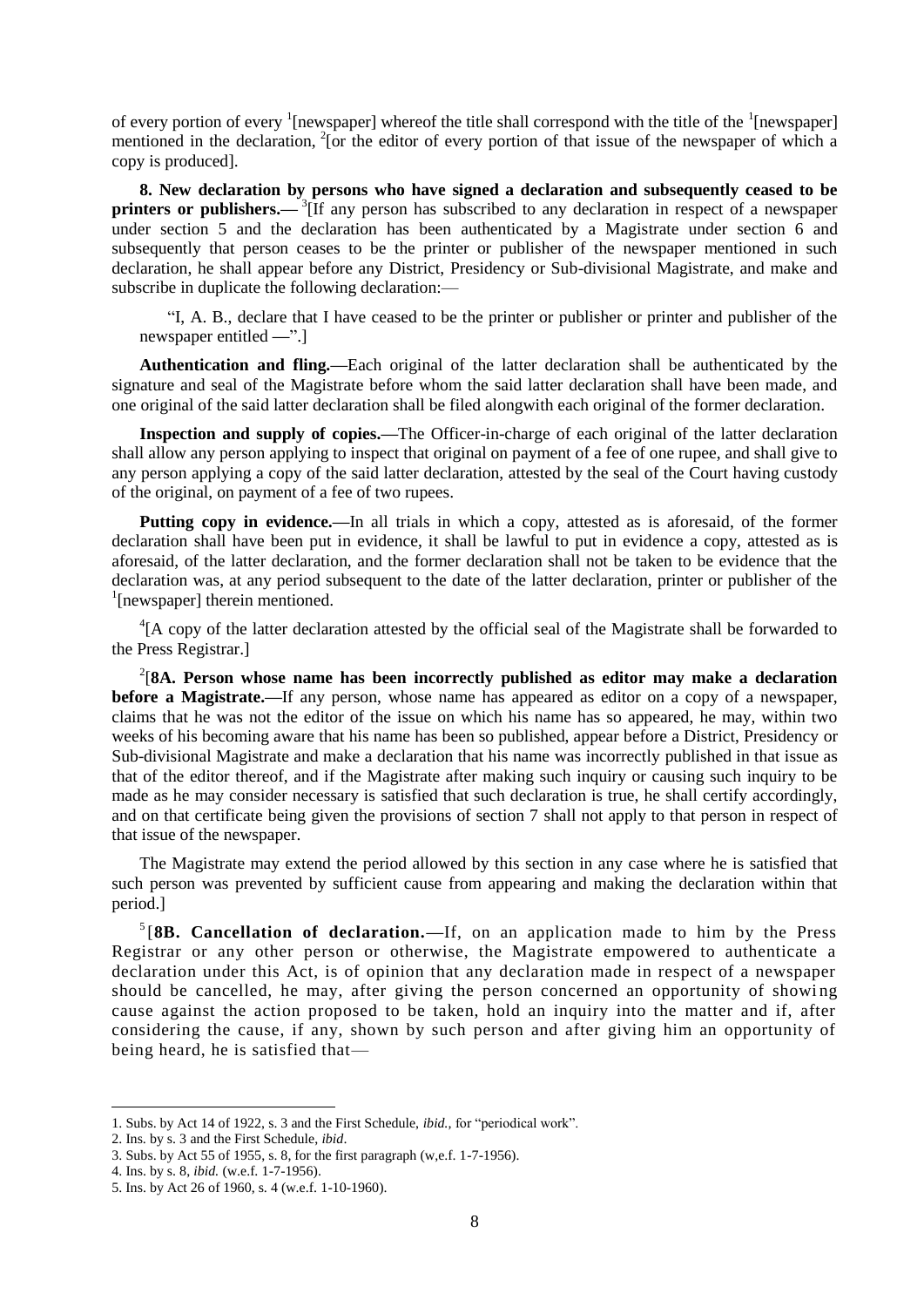of every portion of every [1][newspaper] whereof the title shall correspond with the title of the [1][newspaper] mentioned in the declaration, [2][or the editor of every portion of that issue of the newspaper of which a copy is produced].

**8. New declaration by persons who have signed a declaration and subsequently ceased to be printers or publishers.—** [3][If any person has subscribed to any declaration in respect of a newspaper under section 5 and the declaration has been authenticated by a Magistrate under section 6 and subsequently that person ceases to be the printer or publisher of the newspaper mentioned in such declaration, he shall appear before any District, Presidency or Sub-divisional Magistrate, and make and subscribe in duplicate the following declaration:—

"I, A. B., declare that I have ceased to be the printer or publisher or printer and publisher of the newspaper entitled —".]

**Authentication and fling.—**Each original of the latter declaration shall be authenticated by the signature and seal of the Magistrate before whom the said latter declaration shall have been made, and one original of the said latter declaration shall be filed alongwith each original of the former declaration.

**Inspection and supply of copies.—**The Officer-in-charge of each original of the latter declaration shall allow any person applying to inspect that original on payment of a fee of one rupee, and shall give to any person applying a copy of the said latter declaration, attested by the seal of the Court having custody of the original, on payment of a fee of two rupees.

**Putting copy in evidence.—**In all trials in which a copy, attested as is aforesaid, of the former declaration shall have been put in evidence, it shall be lawful to put in evidence a copy, attested as is aforesaid, of the latter declaration, and the former declaration shall not be taken to be evidence that the declaration was, at any period subsequent to the date of the latter declaration, printer or publisher of the [1][newspaper] therein mentioned.

[4][A copy of the latter declaration attested by the official seal of the Magistrate shall be forwarded to the Press Registrar.]

[2][**8A. Person whose name has been incorrectly published as editor may make a declaration before a Magistrate.—**If any person, whose name has appeared as editor on a copy of a newspaper, claims that he was not the editor of the issue on which his name has so appeared, he may, within two weeks of his becoming aware that his name has been so published, appear before a District, Presidency or Sub-divisional Magistrate and make a declaration that his name was incorrectly published in that issue as that of the editor thereof, and if the Magistrate after making such inquiry or causing such inquiry to be made as he may consider necessary is satisfied that such declaration is true, he shall certify accordingly, and on that certificate being given the provisions of section 7 shall not apply to that person in respect of that issue of the newspaper.

The Magistrate may extend the period allowed by this section in any case where he is satisfied that such person was prevented by sufficient cause from appearing and making the declaration within that period.]

[5][**8B. Cancellation of declaration.—**If, on an application made to him by the Press Registrar or any other person or otherwise, the Magistrate empowered to authenticate a declaration under this Act, is of opinion that any declaration made in respect of a newspaper should be cancelled, he may, after giving the person concerned an opportunity of showing cause against the action proposed to be taken, hold an inquiry into the matter and if, after considering the cause, if any, shown by such person and after giving him an opportunity of being heard, he is satisfied that—

1. Subs. by Act 14 of 1922, s. 3 and the First Schedule, *ibid.,* for "periodical work".
2. Ins. by s. 3 and the First Schedule, *ibid*.
3. Subs. by Act 55 of 1955, s. 8, for the first paragraph (w,e.f. 1-7-1956).
4. Ins. by s. 8, *ibid.* (w.e.f. 1-7-1956).
5. Ins. by Act 26 of 1960, s. 4 (w.e.f. 1-10-1960).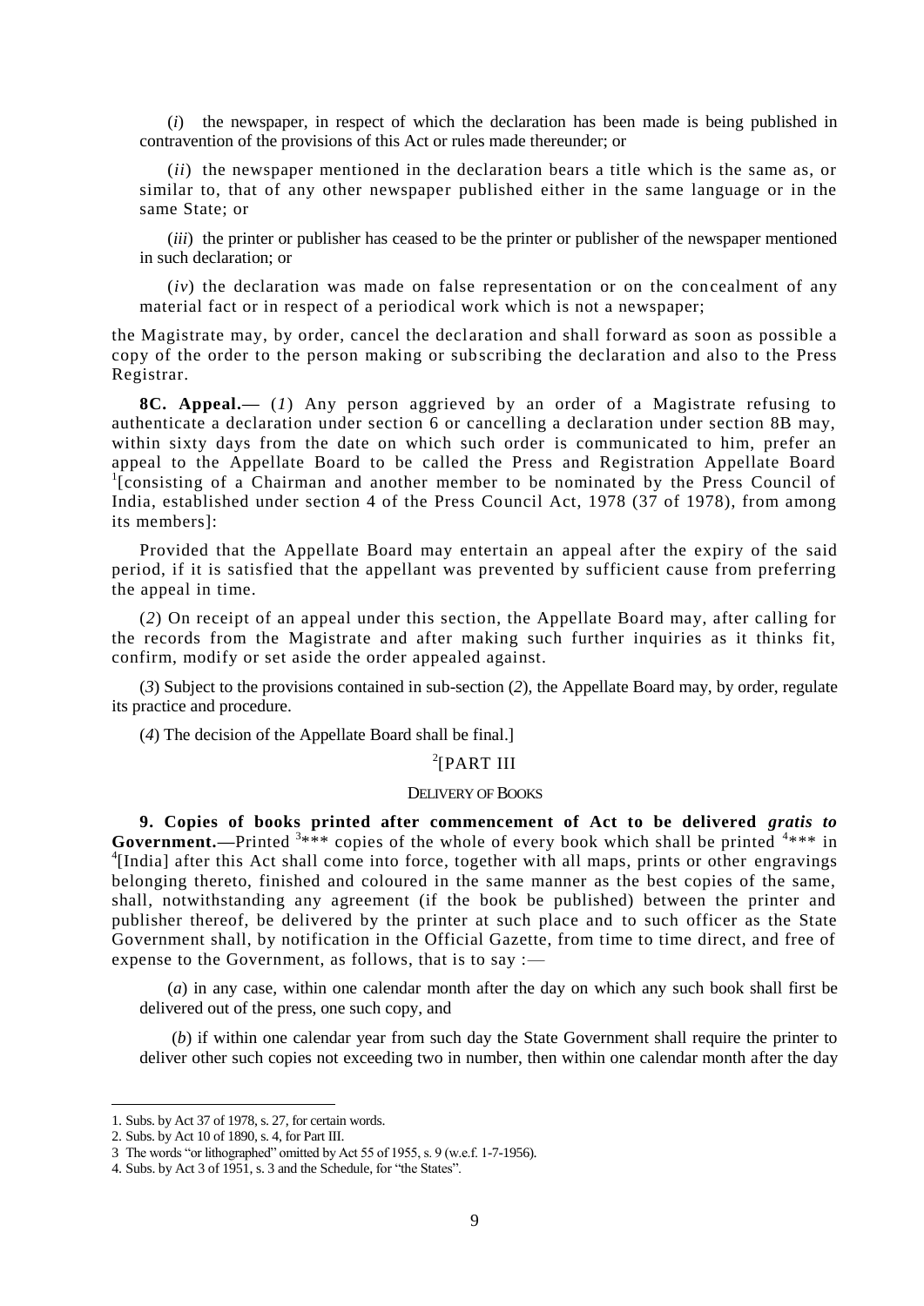(*i*) the newspaper, in respect of which the declaration has been made is being published in contravention of the provisions of this Act or rules made thereunder; or

(*ii*) the newspaper mentioned in the declaration bears a title which is the same as, or similar to, that of any other newspaper published either in the same language or in the same State; or

(*iii*) the printer or publisher has ceased to be the printer or publisher of the newspaper mentioned in such declaration; or

(*iv*) the declaration was made on false representation or on the concealment of any material fact or in respect of a periodical work which is not a newspaper;

the Magistrate may, by order, cancel the declaration and shall forward as soon as possible a copy of the order to the person making or subscribing the declaration and also to the Press Registrar.

**8C. Appeal.—** (*1*) Any person aggrieved by an order of a Magistrate refusing to authenticate a declaration under section 6 or cancelling a declaration under section 8B may, within sixty days from the date on which such order is communicated to him, prefer an appeal to the Appellate Board to be called the Press and Registration Appellate Board [1][consisting of a Chairman and another member to be nominated by the Press Council of India, established under section 4 of the Press Council Act, 1978 (37 of 1978), from among its members]:

Provided that the Appellate Board may entertain an appeal after the expiry of the said period, if it is satisfied that the appellant was prevented by sufficient cause from preferring the appeal in time.

(*2*) On receipt of an appeal under this section, the Appellate Board may, after calling for the records from the Magistrate and after making such further inquiries as it thinks fit, confirm, modify or set aside the order appealed against.

(*3*) Subject to the provisions contained in sub-section (*2*), the Appellate Board may, by order, regulate its practice and procedure.

(*4*) The decision of the Appellate Board shall be final.]

[2][PART III

DELIVERY OF BOOKS

**9. Copies of books printed after commencement of Act to be delivered *gratis to* Government.—**Printed [3]*** copies of the whole of every book which shall be printed [4]*** in [4][India] after this Act shall come into force, together with all maps, prints or other engravings belonging thereto, finished and coloured in the same manner as the best copies of the same, shall, notwithstanding any agreement (if the book be published) between the printer and publisher thereof, be delivered by the printer at such place and to such officer as the State Government shall, by notification in the Official Gazette, from time to time direct, and free of expense to the Government, as follows, that is to say :—

(*a*) in any case, within one calendar month after the day on which any such book shall first be delivered out of the press, one such copy, and

(*b*) if within one calendar year from such day the State Government shall require the printer to deliver other such copies not exceeding two in number, then within one calendar month after the day

---

1. Subs. by Act 37 of 1978, s. 27, for certain words.
2. Subs. by Act 10 of 1890, s. 4, for Part III.
3 The words "or lithographed" omitted by Act 55 of 1955, s. 9 (w.e.f. 1-7-1956).
4. Subs. by Act 3 of 1951, s. 3 and the Schedule, for "the States".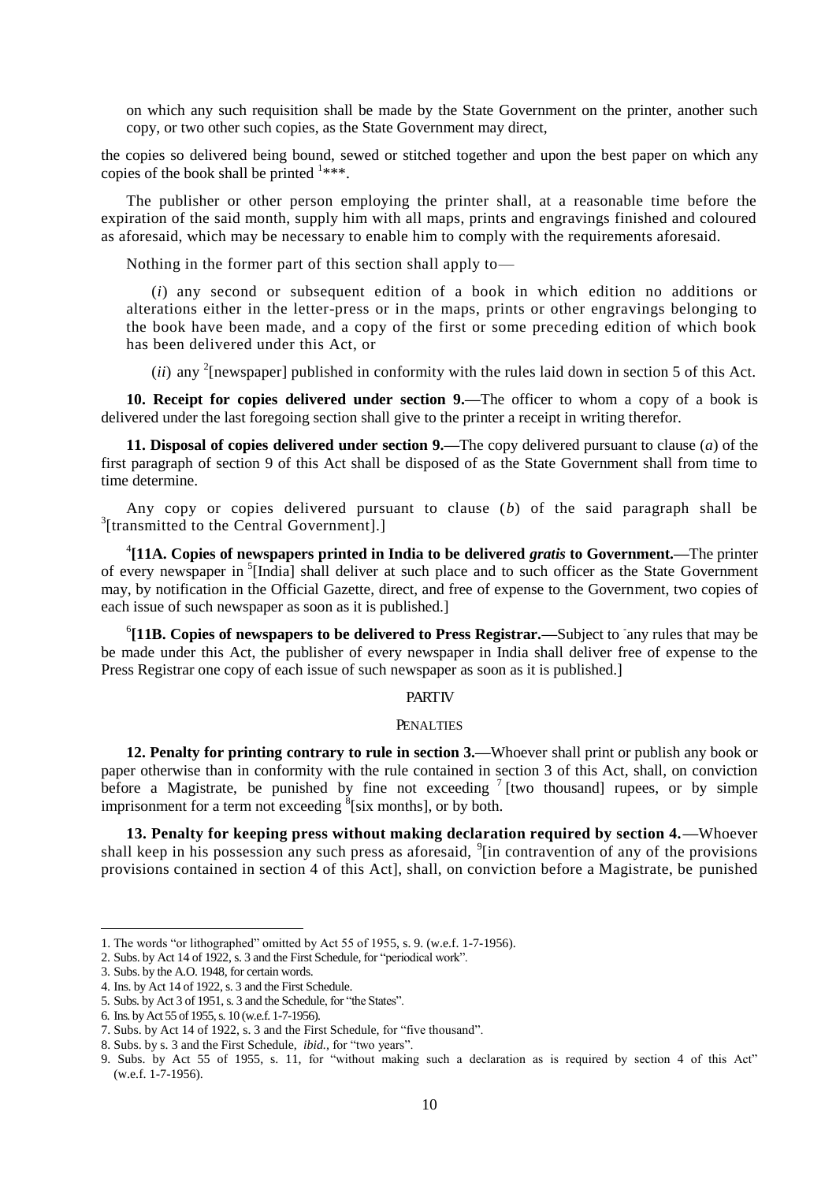on which any such requisition shall be made by the State Government on the printer, another such copy, or two other such copies, as the State Government may direct,

the copies so delivered being bound, sewed or stitched together and upon the best paper on which any copies of the book shall be printed [1]***.

The publisher or other person employing the printer shall, at a reasonable time before the expiration of the said month, supply him with all maps, prints and engravings finished and coloured as aforesaid, which may be necessary to enable him to comply with the requirements aforesaid.

Nothing in the former part of this section shall apply to—

(*i*) any second or subsequent edition of a book in which edition no additions or alterations either in the letter-press or in the maps, prints or other engravings belonging to the book have been made, and a copy of the first or some preceding edition of which book has been delivered under this Act, or

(*ii*) any [2][newspaper] published in conformity with the rules laid down in section 5 of this Act.

**10. Receipt for copies delivered under section 9.—**The officer to whom a copy of a book is delivered under the last foregoing section shall give to the printer a receipt in writing therefor.

**11. Disposal of copies delivered under section 9.—**The copy delivered pursuant to clause (*a*) of the first paragraph of section 9 of this Act shall be disposed of as the State Government shall from time to time determine.

Any copy or copies delivered pursuant to clause (*b*) of the said paragraph shall be [3][transmitted to the Central Government].]

[4]**[11A. Copies of newspapers printed in India to be delivered *gratis* to Government.—**The printer of every newspaper in [5][India] shall deliver at such place and to such officer as the State Government may, by notification in the Official Gazette, direct, and free of expense to the Government, two copies of each issue of such newspaper as soon as it is published.]

[6]**[11B. Copies of newspapers to be delivered to Press Registrar.—**Subject to any rules that may be be made under this Act, the publisher of every newspaper in India shall deliver free of expense to the Press Registrar one copy of each issue of such newspaper as soon as it is published.]

## PART IV

### PENALTIES

**12. Penalty for printing contrary to rule in section 3.—**Whoever shall print or publish any book or paper otherwise than in conformity with the rule contained in section 3 of this Act, shall, on conviction before a Magistrate, be punished by fine not exceeding [7][two thousand] rupees, or by simple imprisonment for a term not exceeding [8][six months], or by both.

**13. Penalty for keeping press without making declaration required by section 4.—**Whoever shall keep in his possession any such press as aforesaid, [9][in contravention of any of the provisions provisions contained in section 4 of this Act], shall, on conviction before a Magistrate, be punished

---

1. The words "or lithographed" omitted by Act 55 of 1955, s. 9. (w.e.f. 1-7-1956).
2. Subs. by Act 14 of 1922, s. 3 and the First Schedule, for "periodical work".
3. Subs. by the A.O. 1948, for certain words.
4. Ins. by Act 14 of 1922, s. 3 and the First Schedule.
5. Subs. by Act 3 of 1951, s. 3 and the Schedule, for "the States".
6. Ins. by Act 55 of 1955, s. 10 (w.e.f. 1-7-1956).
7. Subs. by Act 14 of 1922, s. 3 and the First Schedule, for "five thousand".
8. Subs. by s. 3 and the First Schedule, *ibid.*, for "two years".
9. Subs. by Act 55 of 1955, s. 11, for "without making such a declaration as is required by section 4 of this Act" (w.e.f. 1-7-1956).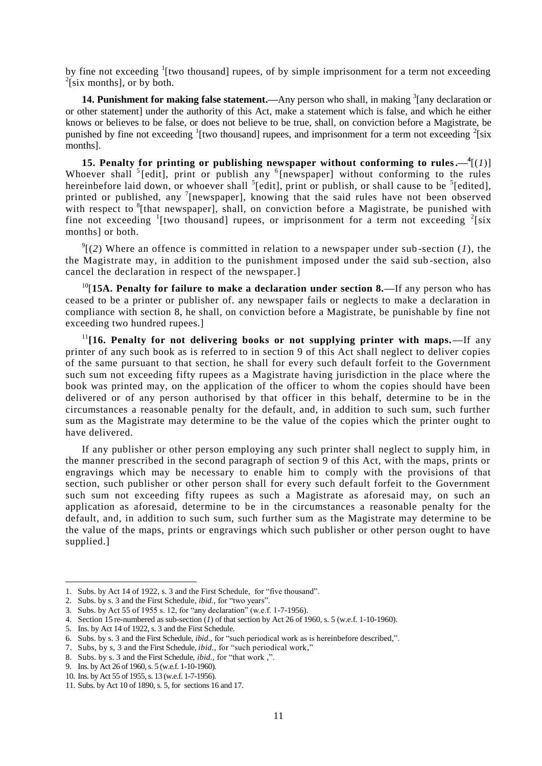by fine not exceeding [1][two thousand] rupees, of by simple imprisonment for a term not exceeding [2][six months], or by both.

**14. Punishment for making false statement.—**Any person who shall, in making [3][any declaration or or other statement] under the authority of this Act, make a statement which is false, and which he either knows or believes to be false, or does not believe to be true, shall, on conviction before a Magistrate, be punished by fine not exceeding [1][two thousand] rupees, and imprisonment for a term not exceeding [2][six months].

**15. Penalty for printing or publishing newspaper without conforming to rules.—**[4][(*1*)] Whoever shall [5][edit], print or publish any [6][newspaper] without conforming to the rules hereinbefore laid down, or whoever shall [5][edit], print or publish, or shall cause to be [5][edited], printed or published, any [7][newspaper], knowing that the said rules have not been observed with respect to [8][that newspaper], shall, on conviction before a Magistrate, be punished with fine not exceeding [1][two thousand] rupees, or imprisonment for a term not exceeding [2][six months] or both.

[9][(*2*) Where an offence is committed in relation to a newspaper under sub-section (*1*), the the Magistrate may, in addition to the punishment imposed under the said sub-section, also cancel the declaration in respect of the newspaper.]

[10][**15A. Penalty for failure to make a declaration under section 8.—**If any person who has ceased to be a printer or publisher of. any newspaper fails or neglects to make a declaration in compliance with section 8, he shall, on conviction before a Magistrate, be punishable by fine not exceeding two hundred rupees.]

[11]**[16. Penalty for not delivering books or not supplying printer with maps.—**If any printer of any such book as is referred to in section 9 of this Act shall neglect to deliver copies of the same pursuant to that section, he shall for every such default forfeit to the Government such sum not exceeding fifty rupees as a Magistrate having jurisdiction in the place where the book was printed may, on the application of the officer to whom the copies should have been delivered or of any person authorised by that officer in this behalf, determine to be in the circumstances a reasonable penalty for the default, and, in addition to such sum, such further sum as the Magistrate may determine to be the value of the copies which the printer ought to have delivered.

If any publisher or other person employing any such printer shall neglect to supply him, in the manner prescribed in the second paragraph of section 9 of this Act, with the maps, prints or engravings which may be necessary to enable him to comply with the provisions of that section, such publisher or other person shall for every such default forfeit to the Government such sum not exceeding fifty rupees as such a Magistrate as aforesaid may, on such an application as aforesaid, determine to be in the circumstances a reasonable penalty for the default, and, in addition to such sum, such further sum as the Magistrate may determine to be the value of the maps, prints or engravings which such publisher or other person ought to have supplied.]

---

1. Subs. by Act 14 of 1922, s. 3 and the First Schedule, for "five thousand".
2. Subs. by s. 3 and the First Schedule, *ibid.,* for "two years".
3. Subs. by Act 55 of 1955 s. 12, for "any declaration" (w.e.f. 1-7-1956).
4. Section 15 re-numbered as sub-section (*1*) of that section by Act 26 of 1960, s. 5 (w.e.f. 1-10-1960).
5. Ins. by Act 14 of 1922, s. 3 and the First Schedule.
6. Subs. by s. 3 and the First Schedule, *ibid.,* for "such periodical work as is hereinbefore described,".
7. Subs, by s, 3 and the First Schedule, *ibid.,* for "such periodical work,"
8. Subs. by s. 3 and the First Schedule, *ibid.,* for "that work ,".
9. Ins. by Act 26 of 1960, s. 5 (w.e.f. 1-10-1960).
10. Ins. by Act 55 of 1955, s. 13 (w.e.f. 1-7-1956).
11. Subs. by Act 10 of 1890, s. 5, for sections 16 and 17.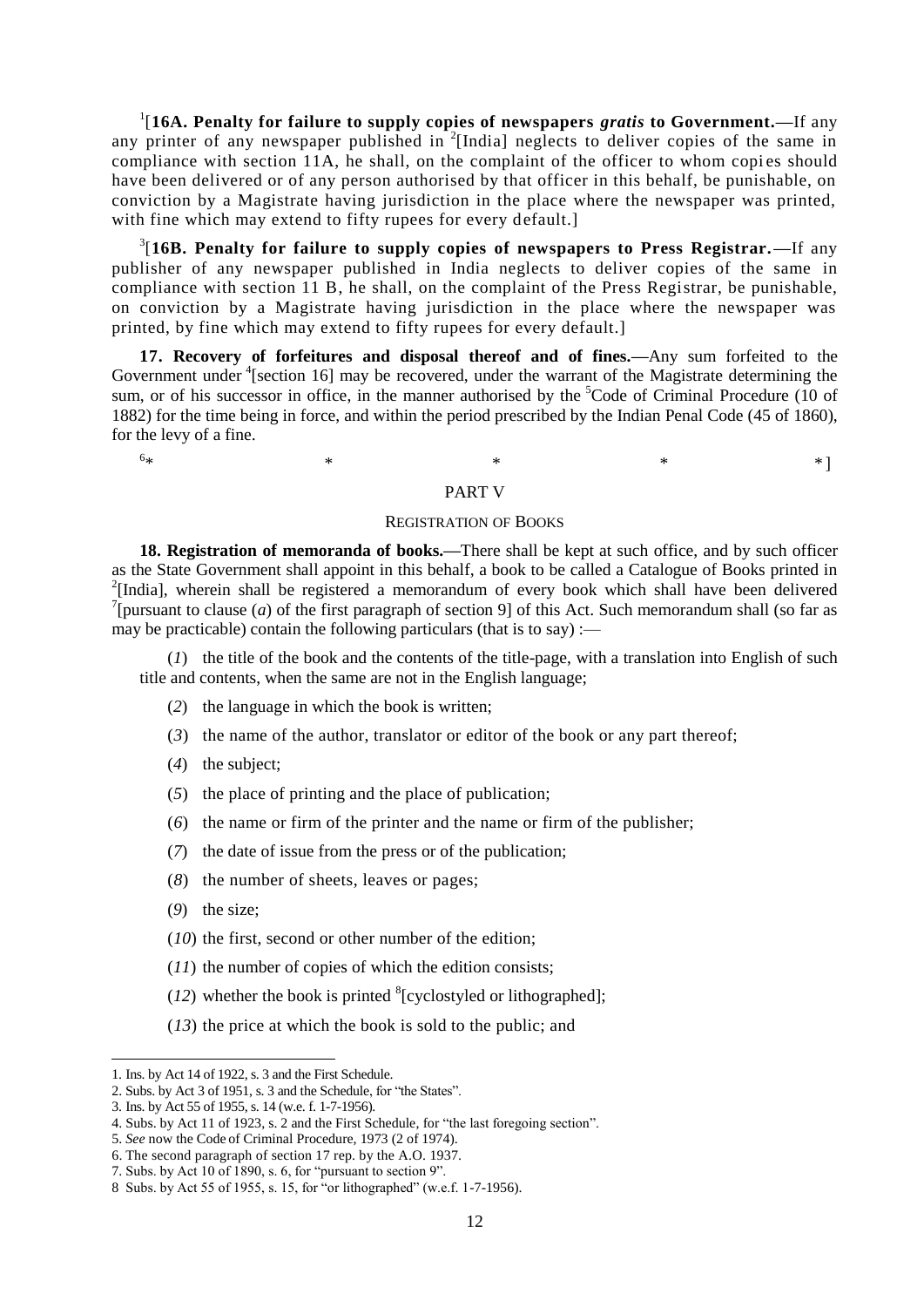[1][**16A. Penalty for failure to supply copies of newspapers *gratis* to Government.—**If any any printer of any newspaper published in [2][India] neglects to deliver copies of the same in compliance with section 11A, he shall, on the complaint of the officer to whom copies should have been delivered or of any person authorised by that officer in this behalf, be punishable, on conviction by a Magistrate having jurisdiction in the place where the newspaper was printed, with fine which may extend to fifty rupees for every default.]

[3][**16B. Penalty for failure to supply copies of newspapers to Press Registrar.—**If any publisher of any newspaper published in India neglects to deliver copies of the same in compliance with section 11 B, he shall, on the complaint of the Press Registrar, be punishable, on conviction by a Magistrate having jurisdiction in the place where the newspaper was printed, by fine which may extend to fifty rupees for every default.]

**17. Recovery of forfeitures and disposal thereof and of fines.—**Any sum forfeited to the Government under [4][section 16] may be recovered, under the warrant of the Magistrate determining the sum, or of his successor in office, in the manner authorised by the [5]Code of Criminal Procedure (10 of 1882) for the time being in force, and within the period prescribed by the Indian Penal Code (45 of 1860), for the levy of a fine.

[6]* * * * *]

## PART V

### REGISTRATION OF BOOKS

**18. Registration of memoranda of books.—**There shall be kept at such office, and by such officer as the State Government shall appoint in this behalf, a book to be called a Catalogue of Books printed in [2][India], wherein shall be registered a memorandum of every book which shall have been delivered [7][pursuant to clause (*a*) of the first paragraph of section 9] of this Act. Such memorandum shall (so far as may be practicable) contain the following particulars (that is to say) :—

(*1*) the title of the book and the contents of the title-page, with a translation into English of such title and contents, when the same are not in the English language;

(*2*) the language in which the book is written;

(*3*) the name of the author, translator or editor of the book or any part thereof;

(*4*) the subject;

(*5*) the place of printing and the place of publication;

(*6*) the name or firm of the printer and the name or firm of the publisher;

(*7*) the date of issue from the press or of the publication;

(*8*) the number of sheets, leaves or pages;

(*9*) the size;

(*10*) the first, second or other number of the edition;

(*11*) the number of copies of which the edition consists;

(*12*) whether the book is printed [8][cyclostyled or lithographed];

(*13*) the price at which the book is sold to the public; and

1. Ins. by Act 14 of 1922, s. 3 and the First Schedule.
2. Subs. by Act 3 of 1951, s. 3 and the Schedule, for "the States".
3. Ins. by Act 55 of 1955, s. 14 (w.e. f. 1-7-1956).
4. Subs. by Act 11 of 1923, s. 2 and the First Schedule, for "the last foregoing section".
5. *See* now the Code of Criminal Procedure, 1973 (2 of 1974).
6. The second paragraph of section 17 rep. by the A.O. 1937.
7. Subs. by Act 10 of 1890, s. 6, for "pursuant to section 9".
8 Subs. by Act 55 of 1955, s. 15, for "or lithographed" (w.e.f. 1-7-1956).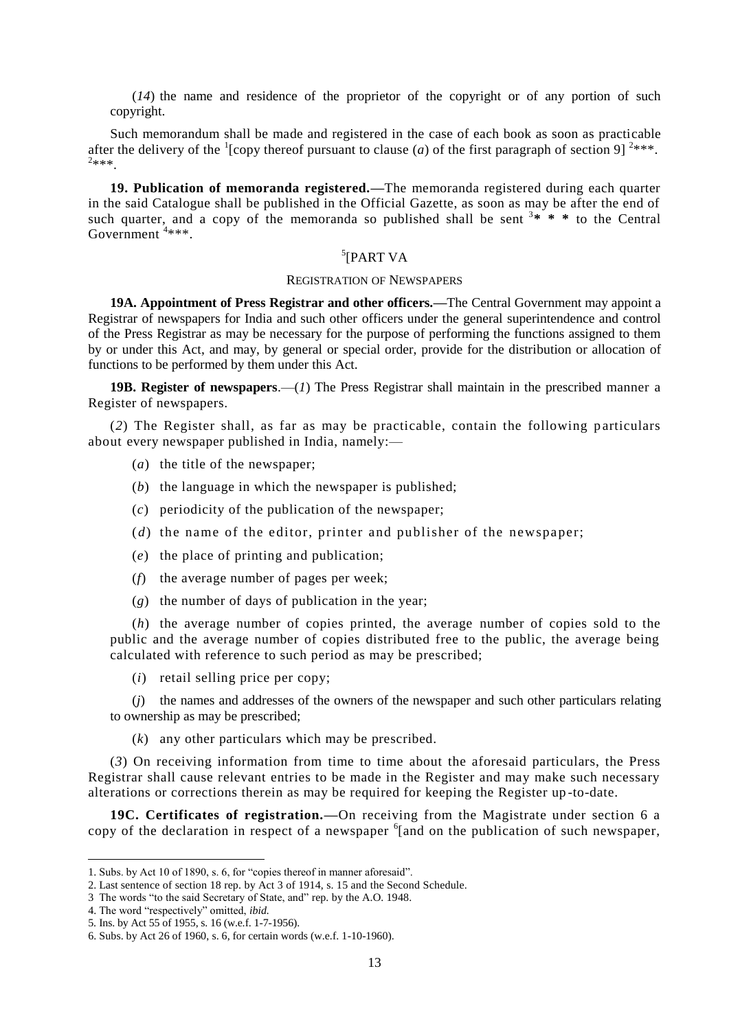(*14*) the name and residence of the proprietor of the copyright or of any portion of such copyright.

Such memorandum shall be made and registered in the case of each book as soon as practicable after the delivery of the [1][copy thereof pursuant to clause (*a*) of the first paragraph of section 9] [2]***. [2]***.

**19. Publication of memoranda registered.—**The memoranda registered during each quarter in the said Catalogue shall be published in the Official Gazette, as soon as may be after the end of such quarter, and a copy of the memoranda so published shall be sent [3]* * * to the Central Government [4]***.

[5][PART VA

REGISTRATION OF NEWSPAPERS

**19A. Appointment of Press Registrar and other officers.—**The Central Government may appoint a Registrar of newspapers for India and such other officers under the general superintendence and control of the Press Registrar as may be necessary for the purpose of performing the functions assigned to them by or under this Act, and may, by general or special order, provide for the distribution or allocation of functions to be performed by them under this Act.

**19B. Register of newspapers**.—(*1*) The Press Registrar shall maintain in the prescribed manner a Register of newspapers.

(*2*) The Register shall, as far as may be practicable, contain the following particulars about every newspaper published in India, namely:—

(*a*) the title of the newspaper;

(*b*) the language in which the newspaper is published;

(*c*) periodicity of the publication of the newspaper;

(*d*) the name of the editor, printer and publisher of the newspaper;

(*e*) the place of printing and publication;

(*f*) the average number of pages per week;

(*g*) the number of days of publication in the year;

(*h*) the average number of copies printed, the average number of copies sold to the public and the average number of copies distributed free to the public, the average being calculated with reference to such period as may be prescribed;

(*i*) retail selling price per copy;

(*j*) the names and addresses of the owners of the newspaper and such other particulars relating to ownership as may be prescribed;

(*k*) any other particulars which may be prescribed.

(*3*) On receiving information from time to time about the aforesaid particulars, the Press Registrar shall cause relevant entries to be made in the Register and may make such necessary alterations or corrections therein as may be required for keeping the Register up-to-date.

**19C. Certificates of registration.—**On receiving from the Magistrate under section 6 a copy of the declaration in respect of a newspaper [6][and on the publication of such newspaper,

---

1. Subs. by Act 10 of 1890, s. 6, for "copies thereof in manner aforesaid".
2. Last sentence of section 18 rep. by Act 3 of 1914, s. 15 and the Second Schedule.
3. The words "to the said Secretary of State, and" rep. by the A.O. 1948.
4. The word "respectively" omitted, *ibid.*
5. Ins. by Act 55 of 1955, s. 16 (w.e.f. 1-7-1956).
6. Subs. by Act 26 of 1960, s. 6, for certain words (w.e.f. 1-10-1960).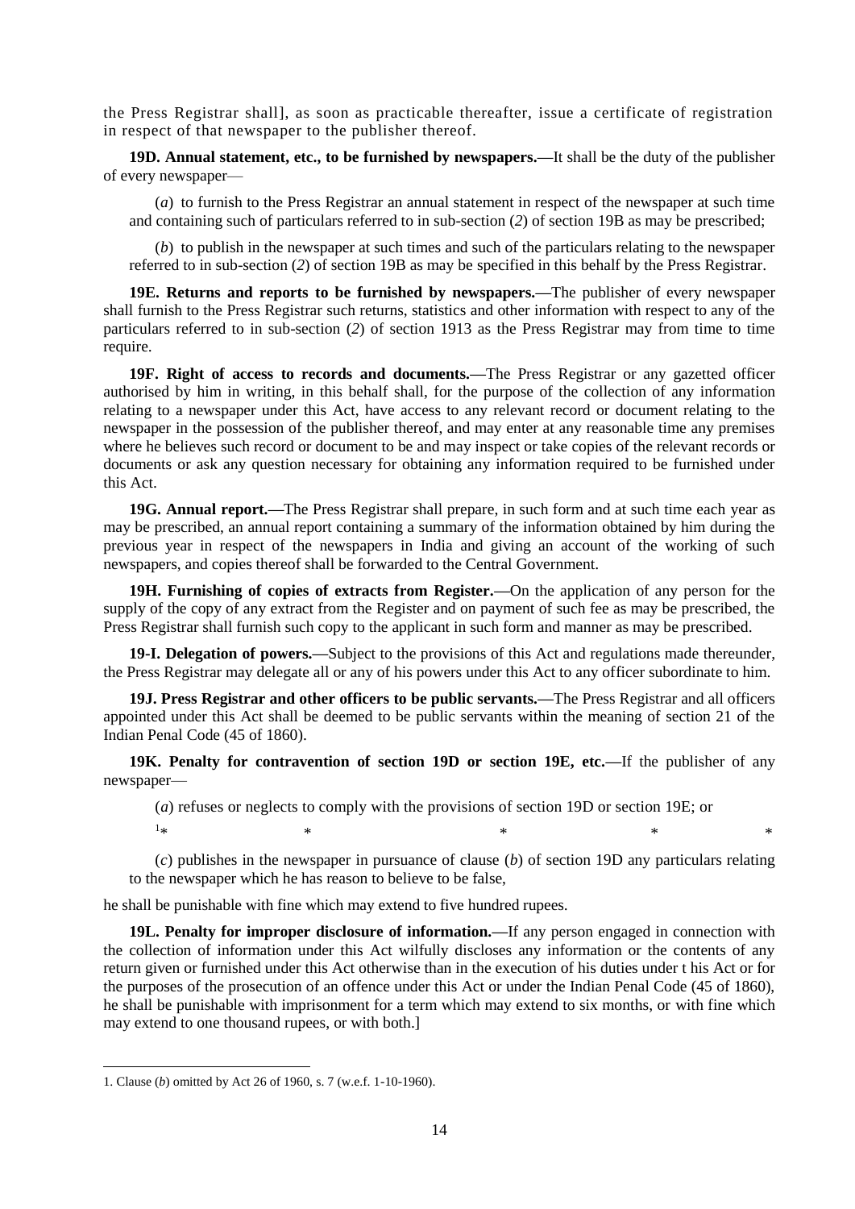the Press Registrar shall], as soon as practicable thereafter, issue a certificate of registration in respect of that newspaper to the publisher thereof.

**19D. Annual statement, etc., to be furnished by newspapers.—**It shall be the duty of the publisher of every newspaper—

(*a*) to furnish to the Press Registrar an annual statement in respect of the newspaper at such time and containing such of particulars referred to in sub-section (*2*) of section 19B as may be prescribed;

(*b*) to publish in the newspaper at such times and such of the particulars relating to the newspaper referred to in sub-section (*2*) of section 19B as may be specified in this behalf by the Press Registrar.

**19E. Returns and reports to be furnished by newspapers.—**The publisher of every newspaper shall furnish to the Press Registrar such returns, statistics and other information with respect to any of the particulars referred to in sub-section (*2*) of section 1913 as the Press Registrar may from time to time require.

**19F. Right of access to records and documents.—**The Press Registrar or any gazetted officer authorised by him in writing, in this behalf shall, for the purpose of the collection of any information relating to a newspaper under this Act, have access to any relevant record or document relating to the newspaper in the possession of the publisher thereof, and may enter at any reasonable time any premises where he believes such record or document to be and may inspect or take copies of the relevant records or documents or ask any question necessary for obtaining any information required to be furnished under this Act.

**19G. Annual report.—**The Press Registrar shall prepare, in such form and at such time each year as may be prescribed, an annual report containing a summary of the information obtained by him during the previous year in respect of the newspapers in India and giving an account of the working of such newspapers, and copies thereof shall be forwarded to the Central Government.

**19H. Furnishing of copies of extracts from Register.—**On the application of any person for the supply of the copy of any extract from the Register and on payment of such fee as may be prescribed, the Press Registrar shall furnish such copy to the applicant in such form and manner as may be prescribed.

**19-I. Delegation of powers.—**Subject to the provisions of this Act and regulations made thereunder, the Press Registrar may delegate all or any of his powers under this Act to any officer subordinate to him.

**19J. Press Registrar and other officers to be public servants.—**The Press Registrar and all officers appointed under this Act shall be deemed to be public servants within the meaning of section 21 of the Indian Penal Code (45 of 1860).

**19K. Penalty for contravention of section 19D or section 19E, etc.—**If the publisher of any newspaper—

(*a*) refuses or neglects to comply with the provisions of section 19D or section 19E; or

[1]* * * * *

(*c*) publishes in the newspaper in pursuance of clause (*b*) of section 19D any particulars relating to the newspaper which he has reason to believe to be false,

he shall be punishable with fine which may extend to five hundred rupees.

**19L. Penalty for improper disclosure of information.—**If any person engaged in connection with the collection of information under this Act wilfully discloses any information or the contents of any return given or furnished under this Act otherwise than in the execution of his duties under t his Act or for the purposes of the prosecution of an offence under this Act or under the Indian Penal Code (45 of 1860), he shall be punishable with imprisonment for a term which may extend to six months, or with fine which may extend to one thousand rupees, or with both.]

---

1. Clause (*b*) omitted by Act 26 of 1960, s. 7 (w.e.f. 1-10-1960).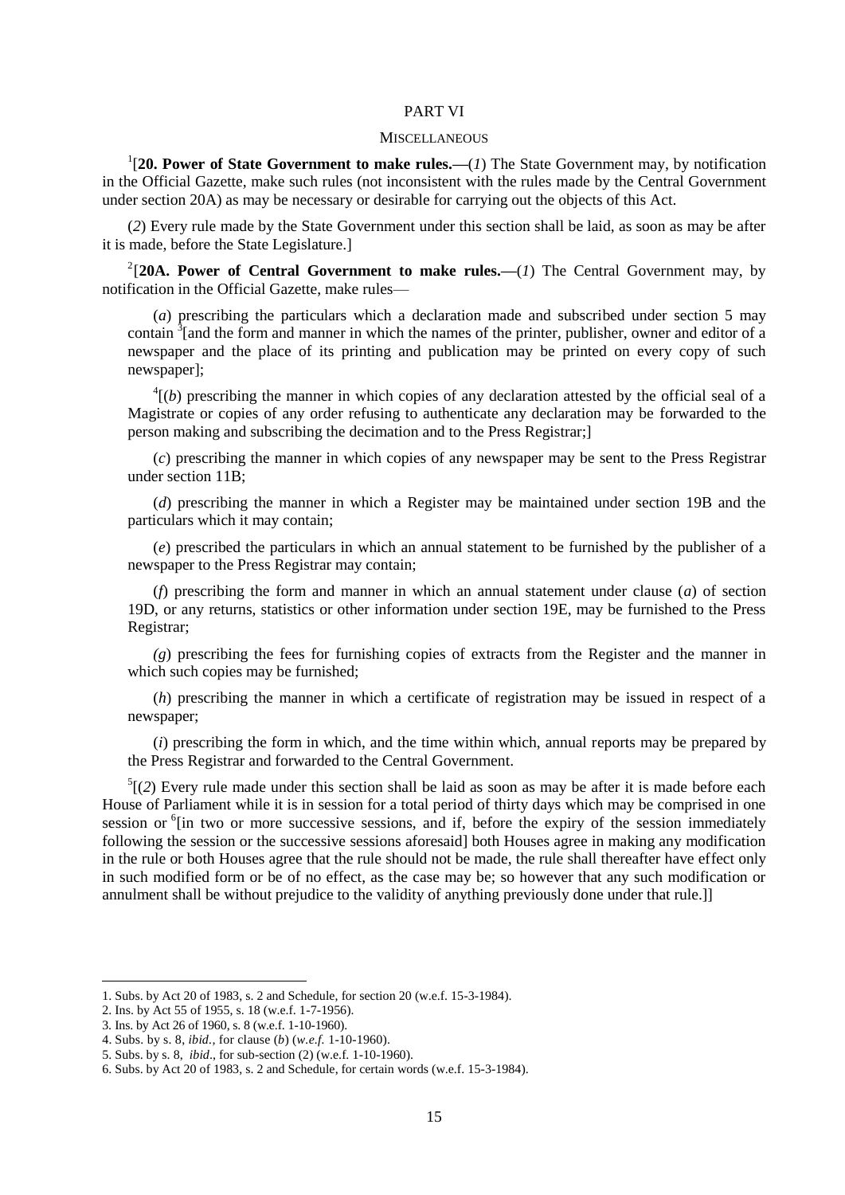## PART VI

### MISCELLANEOUS

[1][**20. Power of State Government to make rules.—**(*1*) The State Government may, by notification in the Official Gazette, make such rules (not inconsistent with the rules made by the Central Government under section 20A) as may be necessary or desirable for carrying out the objects of this Act.

(*2*) Every rule made by the State Government under this section shall be laid, as soon as may be after it is made, before the State Legislature.]

[2][**20A. Power of Central Government to make rules.—**(*1*) The Central Government may, by notification in the Official Gazette, make rules—

(*a*) prescribing the particulars which a declaration made and subscribed under section 5 may contain [3][and the form and manner in which the names of the printer, publisher, owner and editor of a newspaper and the place of its printing and publication may be printed on every copy of such newspaper];

[4][(*b*) prescribing the manner in which copies of any declaration attested by the official seal of a Magistrate or copies of any order refusing to authenticate any declaration may be forwarded to the person making and subscribing the decimation and to the Press Registrar;]

(*c*) prescribing the manner in which copies of any newspaper may be sent to the Press Registrar under section 11B;

(*d*) prescribing the manner in which a Register may be maintained under section 19B and the particulars which it may contain;

(*e*) prescribed the particulars in which an annual statement to be furnished by the publisher of a newspaper to the Press Registrar may contain;

(*f*) prescribing the form and manner in which an annual statement under clause (*a*) of section 19D, or any returns, statistics or other information under section 19E, may be furnished to the Press Registrar;

(*g*) prescribing the fees for furnishing copies of extracts from the Register and the manner in which such copies may be furnished;

(*h*) prescribing the manner in which a certificate of registration may be issued in respect of a newspaper;

(*i*) prescribing the form in which, and the time within which, annual reports may be prepared by the Press Registrar and forwarded to the Central Government.

[5][(*2*) Every rule made under this section shall be laid as soon as may be after it is made before each House of Parliament while it is in session for a total period of thirty days which may be comprised in one session or [6][in two or more successive sessions, and if, before the expiry of the session immediately following the session or the successive sessions aforesaid] both Houses agree in making any modification in the rule or both Houses agree that the rule should not be made, the rule shall thereafter have effect only in such modified form or be of no effect, as the case may be; so however that any such modification or annulment shall be without prejudice to the validity of anything previously done under that rule.]]

---

1. Subs. by Act 20 of 1983, s. 2 and Schedule, for section 20 (w.e.f. 15-3-1984).
2. Ins. by Act 55 of 1955, s. 18 (w.e.f. 1-7-1956).
3. Ins. by Act 26 of 1960, s. 8 (w.e.f. 1-10-1960).
4. Subs. by s. 8, *ibid.*, for clause (*b*) (*w.e.f.* 1-10-1960).
5. Subs. by s. 8, *ibid*., for sub-section (2) (w.e.f. 1-10-1960).
6. Subs. by Act 20 of 1983, s. 2 and Schedule, for certain words (w.e.f. 15-3-1984).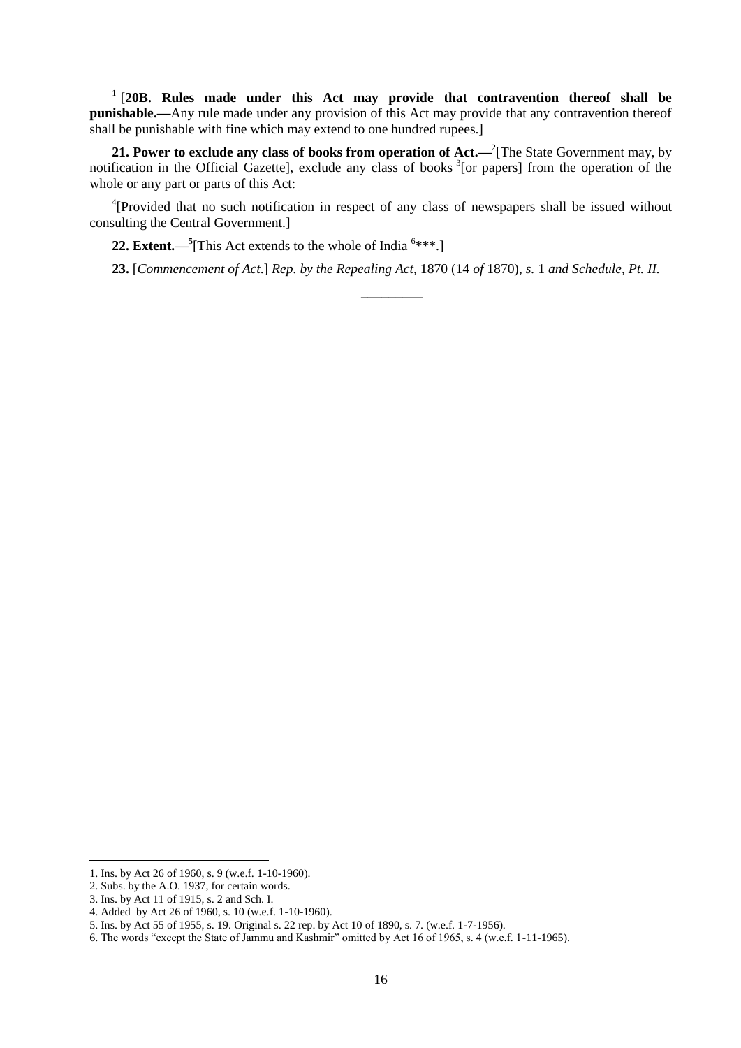[1] [**20B. Rules made under this Act may provide that contravention thereof shall be punishable.**—Any rule made under any provision of this Act may provide that any contravention thereof shall be punishable with fine which may extend to one hundred rupees.]

**21. Power to exclude any class of books from operation of Act.**—[2][The State Government may, by notification in the Official Gazette], exclude any class of books [3][or papers] from the operation of the whole or any part or parts of this Act:

[4][Provided that no such notification in respect of any class of newspapers shall be issued without consulting the Central Government.]

**22. Extent.**—[5][This Act extends to the whole of India [6]***.]

**23.** [*Commencement of Act*.] *Rep. by the Repealing Act*, 1870 (14 *of* 1870), *s.* 1 *and Schedule, Pt. II.*

\_\_\_\_\_\_\_\_\_

1. Ins. by Act 26 of 1960, s. 9 (w.e.f. 1-10-1960).
2. Subs. by the A.O. 1937, for certain words.
3. Ins. by Act 11 of 1915, s. 2 and Sch. I.
4. Added by Act 26 of 1960, s. 10 (w.e.f. 1-10-1960).
5. Ins. by Act 55 of 1955, s. 19. Original s. 22 rep. by Act 10 of 1890, s. 7. (w.e.f. 1-7-1956).
6. The words "except the State of Jammu and Kashmir" omitted by Act 16 of 1965, s. 4 (w.e.f. 1-11-1965).